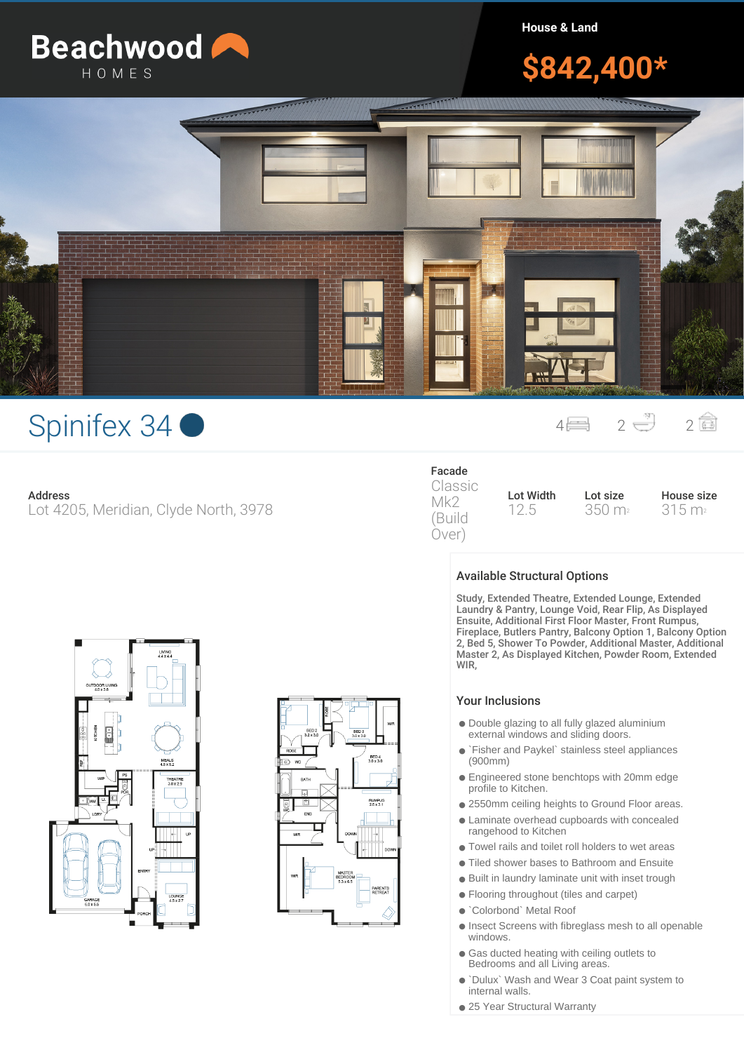# Beachwood HOMES

**House & Land**

## $842,400*

# Spinifex 34

4 Bedrooms · 2 Bathrooms · 2 Garage

**Address**
Lot 4205, Meridian, Clyde North, 3978

| Facade | Lot Width | Lot size | House size |
|---|---|---|---|
| Classic Mk2 (Build Over) | 12.5 | 350 m2 | 315 m2 |

### Available Structural Options

Study, Extended Theatre, Extended Lounge, Extended Laundry & Pantry, Lounge Void, Rear Flip, As Displayed Ensuite, Additional First Floor Master, Front Rumpus, Fireplace, Butlers Pantry, Balcony Option 1, Balcony Option 2, Bed 5, Shower To Powder, Additional Master, Additional Master 2, As Displayed Kitchen, Powder Room, Extended WIR,

### Your Inclusions

- Double glazing to all fully glazed aluminium external windows and sliding doors.
- `Fisher and Paykel` stainless steel appliances (900mm)
- Engineered stone benchtops with 20mm edge profile to Kitchen.
- 2550mm ceiling heights to Ground Floor areas.
- Laminate overhead cupboards with concealed rangehood to Kitchen
- Towel rails and toilet roll holders to wet areas
- Tiled shower bases to Bathroom and Ensuite
- Built in laundry laminate unit with inset trough
- Flooring throughout (tiles and carpet)
- `Colorbond` Metal Roof
- Insect Screens with fibreglass mesh to all openable windows.
- Gas ducted heating with ceiling outlets to Bedrooms and all Living areas.
- `Dulux` Wash and Wear 3 Coat paint system to internal walls.
- 25 Year Structural Warranty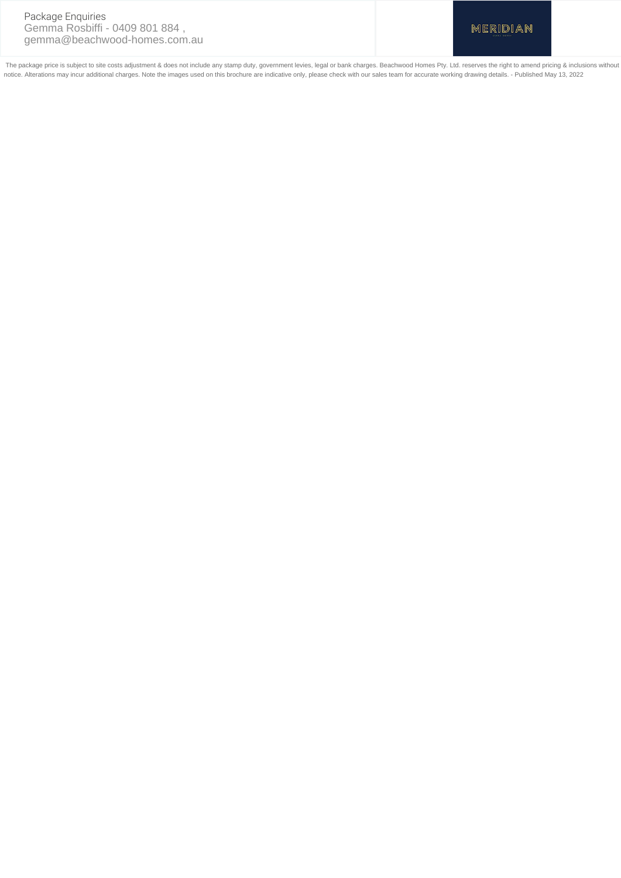Package Enquiries
Gemma Rosbiffi - 0409 801 884 ,
gemma@beachwood-homes.com.au

MERIDIAN

The package price is subject to site costs adjustment & does not include any stamp duty, government levies, legal or bank charges. Beachwood Homes Pty. Ltd. reserves the right to amend pricing & inclusions without notice. Alterations may incur additional charges. Note the images used on this brochure are indicative only, please check with our sales team for accurate working drawing details. - Published May 13, 2022